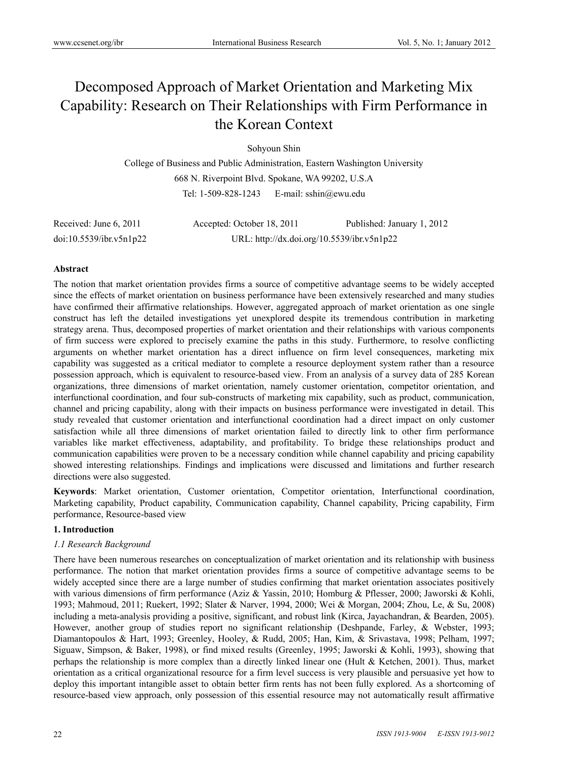# Decomposed Approach of Market Orientation and Marketing Mix Capability: Research on Their Relationships with Firm Performance in the Korean Context

Sohyoun Shin

College of Business and Public Administration, Eastern Washington University

668 N. Riverpoint Blvd. Spokane, WA 99202, U.S.A

Tel: 1-509-828-1243 E-mail: sshin@ewu.edu

Received: June 6, 2011 Accepted: October 18, 2011 Published: January 1, 2012

doi:10.5539/ibr.v5n1p22 URL: http://dx.doi.org/10.5539/ibr.v5n1p22

## Abstract

The notion that market orientation provides firms a source of competitive advantage seems to be widely accepted since the effects of market orientation on business performance have been extensively researched and many studies have confirmed their affirmative relationships. However, aggregated approach of market orientation as one single construct has left the detailed investigations yet unexplored despite its tremendous contribution in marketing strategy arena. Thus, decomposed properties of market orientation and their relationships with various components of firm success were explored to precisely examine the paths in this study. Furthermore, to resolve conflicting arguments on whether market orientation has a direct influence on firm level consequences, marketing mix capability was suggested as a critical mediator to complete a resource deployment system rather than a resource possession approach, which is equivalent to resource-based view. From an analysis of a survey data of 285 Korean organizations, three dimensions of market orientation, namely customer orientation, competitor orientation, and interfunctional coordination, and four sub-constructs of marketing mix capability, such as product, communication, channel and pricing capability, along with their impacts on business performance were investigated in detail. This study revealed that customer orientation and interfunctional coordination had a direct impact on only customer satisfaction while all three dimensions of market orientation failed to directly link to other firm performance variables like market effectiveness, adaptability, and profitability. To bridge these relationships product and communication capabilities were proven to be a necessary condition while channel capability and pricing capability showed interesting relationships. Findings and implications were discussed and limitations and further research directions were also suggested.

**Keywords**: Market orientation, Customer orientation, Competitor orientation, Interfunctional coordination, Marketing capability, Product capability, Communication capability, Channel capability, Pricing capability, Firm performance, Resource-based view

## 1. Introduction

### *1.1 Research Background*

There have been numerous researches on conceptualization of market orientation and its relationship with business performance. The notion that market orientation provides firms a source of competitive advantage seems to be widely accepted since there are a large number of studies confirming that market orientation associates positively with various dimensions of firm performance (Aziz & Yassin, 2010; Homburg & Pflesser, 2000; Jaworski & Kohli, 1993; Mahmoud, 2011; Ruekert, 1992; Slater & Narver, 1994, 2000; Wei & Morgan, 2004; Zhou, Le, & Su, 2008) including a meta-analysis providing a positive, significant, and robust link (Kirca, Jayachandran, & Bearden, 2005). However, another group of studies report no significant relationship (Deshpande, Farley, & Webster, 1993; Diamantopoulos & Hart, 1993; Greenley, Hooley, & Rudd, 2005; Han, Kim, & Srivastava, 1998; Pelham, 1997; Siguaw, Simpson, & Baker, 1998), or find mixed results (Greenley, 1995; Jaworski & Kohli, 1993), showing that perhaps the relationship is more complex than a directly linked linear one (Hult & Ketchen, 2001). Thus, market orientation as a critical organizational resource for a firm level success is very plausible and persuasive yet how to deploy this important intangible asset to obtain better firm rents has not been fully explored. As a shortcoming of resource-based view approach, only possession of this essential resource may not automatically result affirmative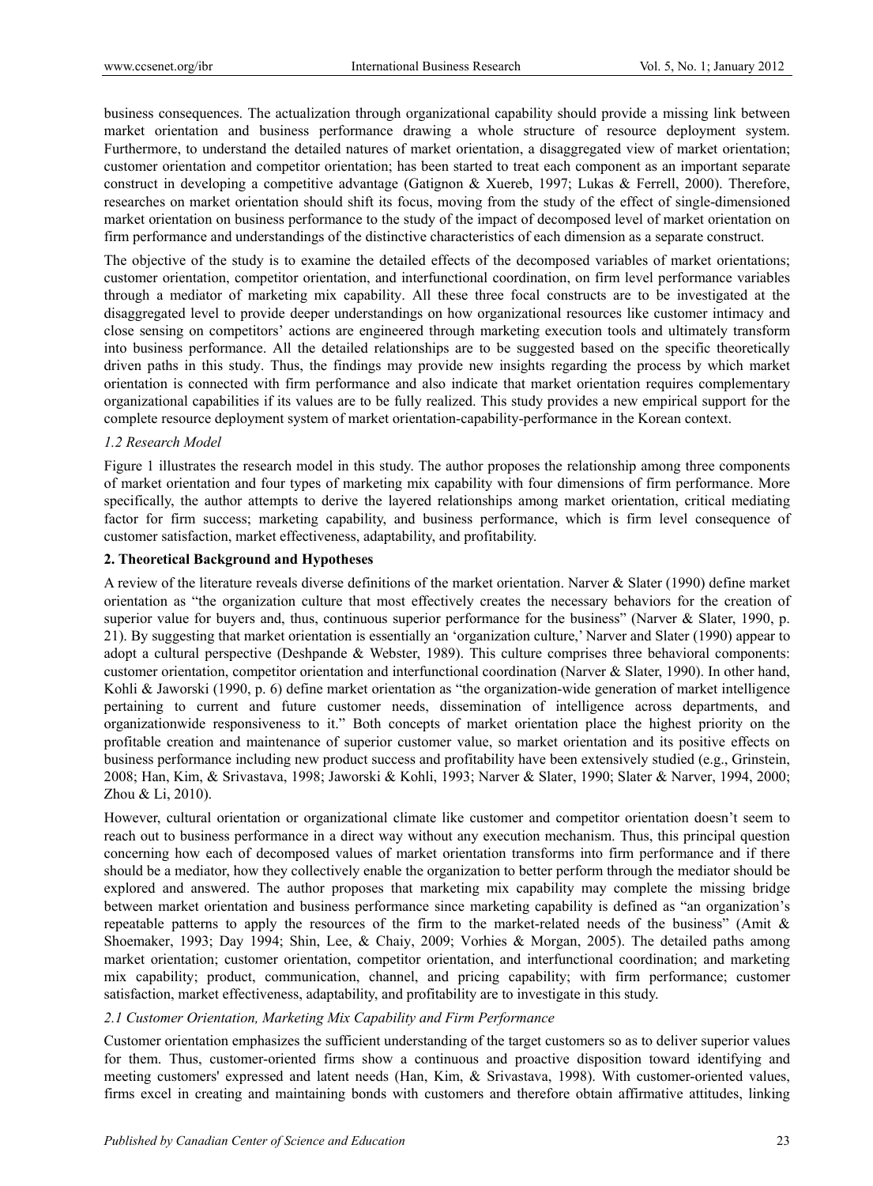business consequences. The actualization through organizational capability should provide a missing link between market orientation and business performance drawing a whole structure of resource deployment system. Furthermore, to understand the detailed natures of market orientation, a disaggregated view of market orientation; customer orientation and competitor orientation; has been started to treat each component as an important separate construct in developing a competitive advantage (Gatignon & Xuereb, 1997; Lukas & Ferrell, 2000). Therefore, researches on market orientation should shift its focus, moving from the study of the effect of single-dimensioned market orientation on business performance to the study of the impact of decomposed level of market orientation on firm performance and understandings of the distinctive characteristics of each dimension as a separate construct.

The objective of the study is to examine the detailed effects of the decomposed variables of market orientations; customer orientation, competitor orientation, and interfunctional coordination, on firm level performance variables through a mediator of marketing mix capability. All these three focal constructs are to be investigated at the disaggregated level to provide deeper understandings on how organizational resources like customer intimacy and close sensing on competitors' actions are engineered through marketing execution tools and ultimately transform into business performance. All the detailed relationships are to be suggested based on the specific theoretically driven paths in this study. Thus, the findings may provide new insights regarding the process by which market orientation is connected with firm performance and also indicate that market orientation requires complementary organizational capabilities if its values are to be fully realized. This study provides a new empirical support for the complete resource deployment system of market orientation-capability-performance in the Korean context.

### *1.2 Research Model*

Figure 1 illustrates the research model in this study. The author proposes the relationship among three components of market orientation and four types of marketing mix capability with four dimensions of firm performance. More specifically, the author attempts to derive the layered relationships among market orientation, critical mediating factor for firm success; marketing capability, and business performance, which is firm level consequence of customer satisfaction, market effectiveness, adaptability, and profitability.

## **2. Theoretical Background and Hypotheses**

A review of the literature reveals diverse definitions of the market orientation. Narver & Slater (1990) define market orientation as "the organization culture that most effectively creates the necessary behaviors for the creation of superior value for buyers and, thus, continuous superior performance for the business" (Narver & Slater, 1990, p. 21). By suggesting that market orientation is essentially an 'organization culture,' Narver and Slater (1990) appear to adopt a cultural perspective (Deshpande & Webster, 1989). This culture comprises three behavioral components: customer orientation, competitor orientation and interfunctional coordination (Narver & Slater, 1990). In other hand, Kohli & Jaworski (1990, p. 6) define market orientation as "the organization-wide generation of market intelligence pertaining to current and future customer needs, dissemination of intelligence across departments, and organizationwide responsiveness to it." Both concepts of market orientation place the highest priority on the profitable creation and maintenance of superior customer value, so market orientation and its positive effects on business performance including new product success and profitability have been extensively studied (e.g., Grinstein, 2008; Han, Kim, & Srivastava, 1998; Jaworski & Kohli, 1993; Narver & Slater, 1990; Slater & Narver, 1994, 2000; Zhou & Li, 2010).

However, cultural orientation or organizational climate like customer and competitor orientation doesn't seem to reach out to business performance in a direct way without any execution mechanism. Thus, this principal question concerning how each of decomposed values of market orientation transforms into firm performance and if there should be a mediator, how they collectively enable the organization to better perform through the mediator should be explored and answered. The author proposes that marketing mix capability may complete the missing bridge between market orientation and business performance since marketing capability is defined as "an organization's repeatable patterns to apply the resources of the firm to the market-related needs of the business" (Amit & Shoemaker, 1993; Day 1994; Shin, Lee, & Chaiy, 2009; Vorhies & Morgan, 2005). The detailed paths among market orientation; customer orientation, competitor orientation, and interfunctional coordination; and marketing mix capability; product, communication, channel, and pricing capability; with firm performance; customer satisfaction, market effectiveness, adaptability, and profitability are to investigate in this study.

### *2.1 Customer Orientation, Marketing Mix Capability and Firm Performance*

Customer orientation emphasizes the sufficient understanding of the target customers so as to deliver superior values for them. Thus, customer-oriented firms show a continuous and proactive disposition toward identifying and meeting customers' expressed and latent needs (Han, Kim, & Srivastava, 1998). With customer-oriented values, firms excel in creating and maintaining bonds with customers and therefore obtain affirmative attitudes, linking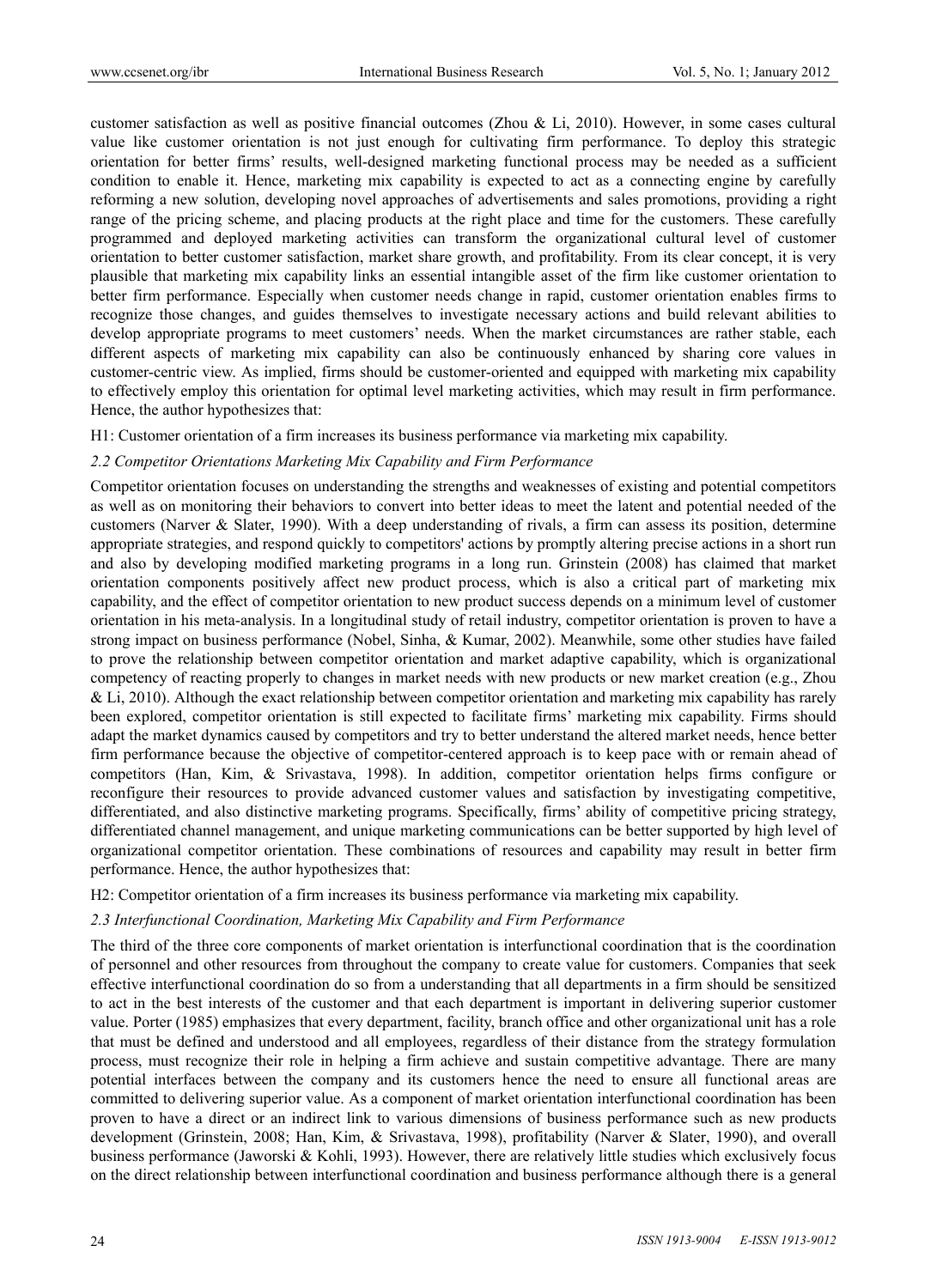customer satisfaction as well as positive financial outcomes (Zhou & Li, 2010). However, in some cases cultural value like customer orientation is not just enough for cultivating firm performance. To deploy this strategic orientation for better firms' results, well-designed marketing functional process may be needed as a sufficient condition to enable it. Hence, marketing mix capability is expected to act as a connecting engine by carefully reforming a new solution, developing novel approaches of advertisements and sales promotions, providing a right range of the pricing scheme, and placing products at the right place and time for the customers. These carefully programmed and deployed marketing activities can transform the organizational cultural level of customer orientation to better customer satisfaction, market share growth, and profitability. From its clear concept, it is very plausible that marketing mix capability links an essential intangible asset of the firm like customer orientation to better firm performance. Especially when customer needs change in rapid, customer orientation enables firms to recognize those changes, and guides themselves to investigate necessary actions and build relevant abilities to develop appropriate programs to meet customers' needs. When the market circumstances are rather stable, each different aspects of marketing mix capability can also be continuously enhanced by sharing core values in customer-centric view. As implied, firms should be customer-oriented and equipped with marketing mix capability to effectively employ this orientation for optimal level marketing activities, which may result in firm performance. Hence, the author hypothesizes that:

H1: Customer orientation of a firm increases its business performance via marketing mix capability.

### *2.2 Competitor Orientations Marketing Mix Capability and Firm Performance*

Competitor orientation focuses on understanding the strengths and weaknesses of existing and potential competitors as well as on monitoring their behaviors to convert into better ideas to meet the latent and potential needed of the customers (Narver & Slater, 1990). With a deep understanding of rivals, a firm can assess its position, determine appropriate strategies, and respond quickly to competitors' actions by promptly altering precise actions in a short run and also by developing modified marketing programs in a long run. Grinstein (2008) has claimed that market orientation components positively affect new product process, which is also a critical part of marketing mix capability, and the effect of competitor orientation to new product success depends on a minimum level of customer orientation in his meta-analysis. In a longitudinal study of retail industry, competitor orientation is proven to have a strong impact on business performance (Nobel, Sinha, & Kumar, 2002). Meanwhile, some other studies have failed to prove the relationship between competitor orientation and market adaptive capability, which is organizational competency of reacting properly to changes in market needs with new products or new market creation (e.g., Zhou & Li, 2010). Although the exact relationship between competitor orientation and marketing mix capability has rarely been explored, competitor orientation is still expected to facilitate firms' marketing mix capability. Firms should adapt the market dynamics caused by competitors and try to better understand the altered market needs, hence better firm performance because the objective of competitor-centered approach is to keep pace with or remain ahead of competitors (Han, Kim, & Srivastava, 1998). In addition, competitor orientation helps firms configure or reconfigure their resources to provide advanced customer values and satisfaction by investigating competitive, differentiated, and also distinctive marketing programs. Specifically, firms' ability of competitive pricing strategy, differentiated channel management, and unique marketing communications can be better supported by high level of organizational competitor orientation. These combinations of resources and capability may result in better firm performance. Hence, the author hypothesizes that:

H2: Competitor orientation of a firm increases its business performance via marketing mix capability.

### *2.3 Interfunctional Coordination, Marketing Mix Capability and Firm Performance*

The third of the three core components of market orientation is interfunctional coordination that is the coordination of personnel and other resources from throughout the company to create value for customers. Companies that seek effective interfunctional coordination do so from a understanding that all departments in a firm should be sensitized to act in the best interests of the customer and that each department is important in delivering superior customer value. Porter (1985) emphasizes that every department, facility, branch office and other organizational unit has a role that must be defined and understood and all employees, regardless of their distance from the strategy formulation process, must recognize their role in helping a firm achieve and sustain competitive advantage. There are many potential interfaces between the company and its customers hence the need to ensure all functional areas are committed to delivering superior value. As a component of market orientation interfunctional coordination has been proven to have a direct or an indirect link to various dimensions of business performance such as new products development (Grinstein, 2008; Han, Kim, & Srivastava, 1998), profitability (Narver & Slater, 1990), and overall business performance (Jaworski & Kohli, 1993). However, there are relatively little studies which exclusively focus on the direct relationship between interfunctional coordination and business performance although there is a general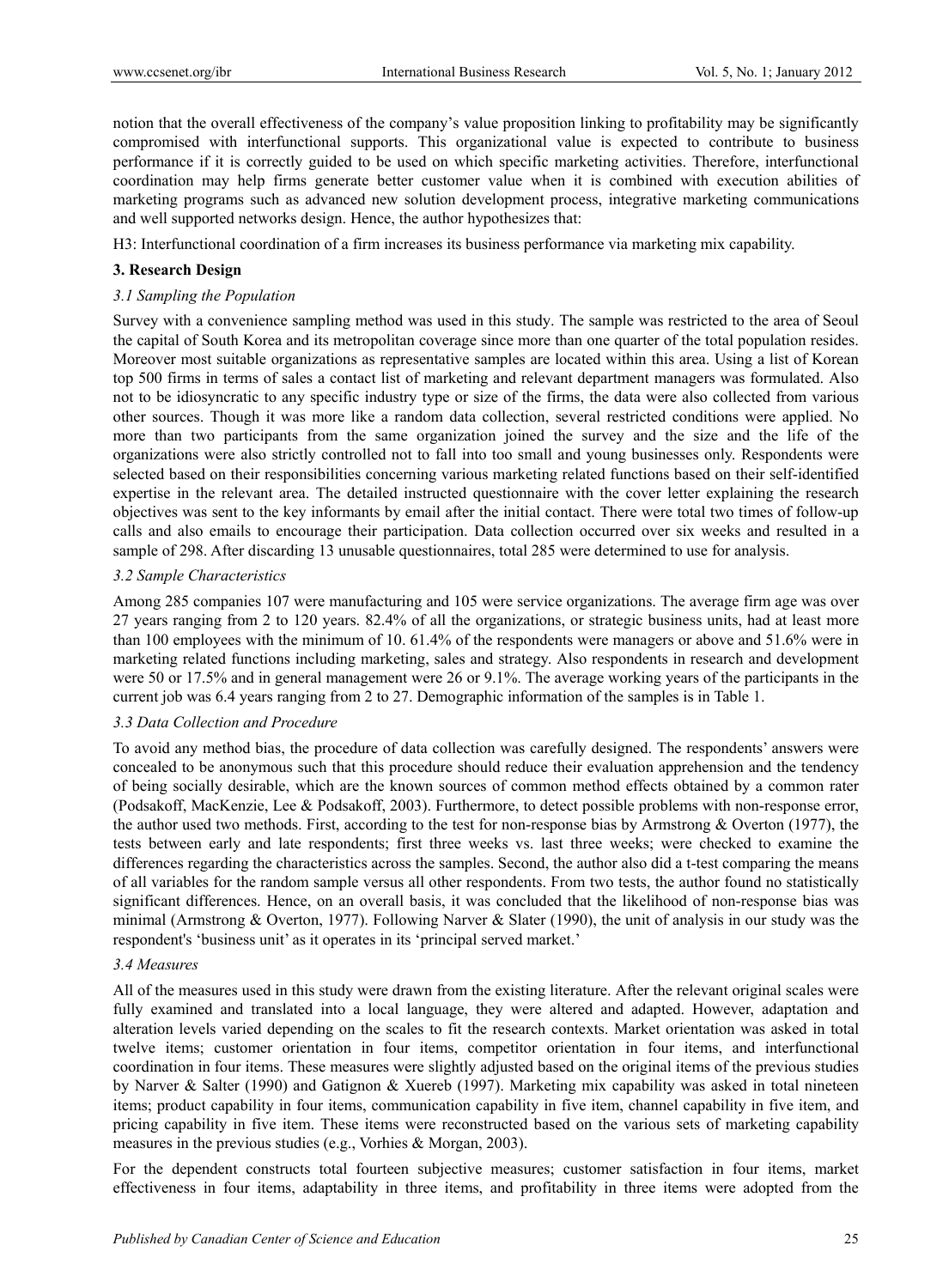notion that the overall effectiveness of the company's value proposition linking to profitability may be significantly compromised with interfunctional supports. This organizational value is expected to contribute to business performance if it is correctly guided to be used on which specific marketing activities. Therefore, interfunctional coordination may help firms generate better customer value when it is combined with execution abilities of marketing programs such as advanced new solution development process, integrative marketing communications and well supported networks design. Hence, the author hypothesizes that:

H3: Interfunctional coordination of a firm increases its business performance via marketing mix capability.

## 3. Research Design

### *3.1 Sampling the Population*

Survey with a convenience sampling method was used in this study. The sample was restricted to the area of Seoul the capital of South Korea and its metropolitan coverage since more than one quarter of the total population resides. Moreover most suitable organizations as representative samples are located within this area. Using a list of Korean top 500 firms in terms of sales a contact list of marketing and relevant department managers was formulated. Also not to be idiosyncratic to any specific industry type or size of the firms, the data were also collected from various other sources. Though it was more like a random data collection, several restricted conditions were applied. No more than two participants from the same organization joined the survey and the size and the life of the organizations were also strictly controlled not to fall into too small and young businesses only. Respondents were selected based on their responsibilities concerning various marketing related functions based on their self-identified expertise in the relevant area. The detailed instructed questionnaire with the cover letter explaining the research objectives was sent to the key informants by email after the initial contact. There were total two times of follow-up calls and also emails to encourage their participation. Data collection occurred over six weeks and resulted in a sample of 298. After discarding 13 unusable questionnaires, total 285 were determined to use for analysis.

### *3.2 Sample Characteristics*

Among 285 companies 107 were manufacturing and 105 were service organizations. The average firm age was over 27 years ranging from 2 to 120 years. 82.4% of all the organizations, or strategic business units, had at least more than 100 employees with the minimum of 10. 61.4% of the respondents were managers or above and 51.6% were in marketing related functions including marketing, sales and strategy. Also respondents in research and development were 50 or 17.5% and in general management were 26 or 9.1%. The average working years of the participants in the current job was 6.4 years ranging from 2 to 27. Demographic information of the samples is in Table 1.

### *3.3 Data Collection and Procedure*

To avoid any method bias, the procedure of data collection was carefully designed. The respondents' answers were concealed to be anonymous such that this procedure should reduce their evaluation apprehension and the tendency of being socially desirable, which are the known sources of common method effects obtained by a common rater (Podsakoff, MacKenzie, Lee & Podsakoff, 2003). Furthermore, to detect possible problems with non-response error, the author used two methods. First, according to the test for non-response bias by Armstrong & Overton (1977), the tests between early and late respondents; first three weeks vs. last three weeks; were checked to examine the differences regarding the characteristics across the samples. Second, the author also did a t-test comparing the means of all variables for the random sample versus all other respondents. From two tests, the author found no statistically significant differences. Hence, on an overall basis, it was concluded that the likelihood of non-response bias was minimal (Armstrong & Overton, 1977). Following Narver & Slater (1990), the unit of analysis in our study was the respondent's 'business unit' as it operates in its 'principal served market.'

### *3.4 Measures*

All of the measures used in this study were drawn from the existing literature. After the relevant original scales were fully examined and translated into a local language, they were altered and adapted. However, adaptation and alteration levels varied depending on the scales to fit the research contexts. Market orientation was asked in total twelve items; customer orientation in four items, competitor orientation in four items, and interfunctional coordination in four items. These measures were slightly adjusted based on the original items of the previous studies by Narver & Salter (1990) and Gatignon & Xuereb (1997). Marketing mix capability was asked in total nineteen items; product capability in four items, communication capability in five item, channel capability in five item, and pricing capability in five item. These items were reconstructed based on the various sets of marketing capability measures in the previous studies (e.g., Vorhies & Morgan, 2003).

For the dependent constructs total fourteen subjective measures; customer satisfaction in four items, market effectiveness in four items, adaptability in three items, and profitability in three items were adopted from the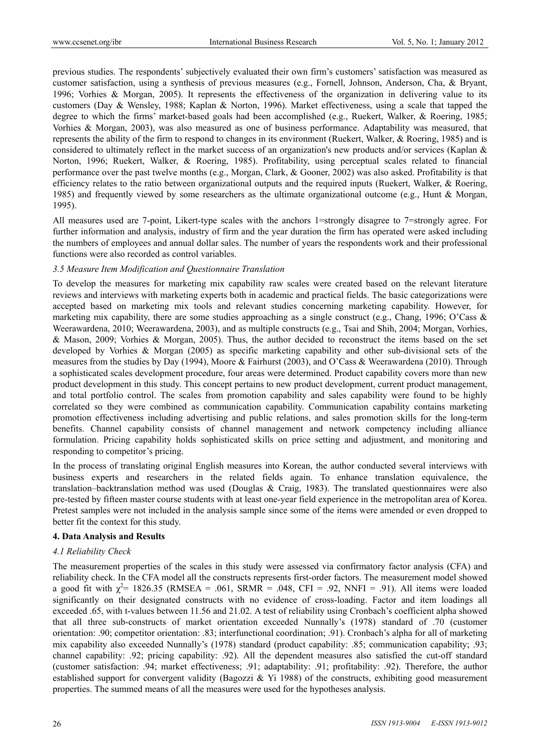previous studies. The respondents' subjectively evaluated their own firm's customers' satisfaction was measured as customer satisfaction, using a synthesis of previous measures (e.g., Fornell, Johnson, Anderson, Cha, & Bryant, 1996; Vorhies & Morgan, 2005). It represents the effectiveness of the organization in delivering value to its customers (Day & Wensley, 1988; Kaplan & Norton, 1996). Market effectiveness, using a scale that tapped the degree to which the firms' market-based goals had been accomplished (e.g., Ruekert, Walker, & Roering, 1985; Vorhies & Morgan, 2003), was also measured as one of business performance. Adaptability was measured, that represents the ability of the firm to respond to changes in its environment (Ruekert, Walker, & Roering, 1985) and is considered to ultimately reflect in the market success of an organization's new products and/or services (Kaplan & Norton, 1996; Ruekert, Walker, & Roering, 1985). Profitability, using perceptual scales related to financial performance over the past twelve months (e.g., Morgan, Clark, & Gooner, 2002) was also asked. Profitability is that efficiency relates to the ratio between organizational outputs and the required inputs (Ruekert, Walker, & Roering, 1985) and frequently viewed by some researchers as the ultimate organizational outcome (e.g., Hunt & Morgan, 1995).

All measures used are 7-point, Likert-type scales with the anchors 1=strongly disagree to 7=strongly agree. For further information and analysis, industry of firm and the year duration the firm has operated were asked including the numbers of employees and annual dollar sales. The number of years the respondents work and their professional functions were also recorded as control variables.

### *3.5 Measure Item Modification and Questionnaire Translation*

To develop the measures for marketing mix capability raw scales were created based on the relevant literature reviews and interviews with marketing experts both in academic and practical fields. The basic categorizations were accepted based on marketing mix tools and relevant studies concerning marketing capability. However, for marketing mix capability, there are some studies approaching as a single construct (e.g., Chang, 1996; O'Cass & Weerawardena, 2010; Weerawardena, 2003), and as multiple constructs (e.g., Tsai and Shih, 2004; Morgan, Vorhies, & Mason, 2009; Vorhies & Morgan, 2005). Thus, the author decided to reconstruct the items based on the set developed by Vorhies & Morgan (2005) as specific marketing capability and other sub-divisional sets of the measures from the studies by Day (1994), Moore & Fairhurst (2003), and O'Cass & Weerawardena (2010). Through a sophisticated scales development procedure, four areas were determined. Product capability covers more than new product development in this study. This concept pertains to new product development, current product management, and total portfolio control. The scales from promotion capability and sales capability were found to be highly correlated so they were combined as communication capability. Communication capability contains marketing promotion effectiveness including advertising and public relations, and sales promotion skills for the long-term benefits. Channel capability consists of channel management and network competency including alliance formulation. Pricing capability holds sophisticated skills on price setting and adjustment, and monitoring and responding to competitor's pricing.

In the process of translating original English measures into Korean, the author conducted several interviews with business experts and researchers in the related fields again. To enhance translation equivalence, the translation–backtranslation method was used (Douglas & Craig, 1983). The translated questionnaires were also pre-tested by fifteen master course students with at least one-year field experience in the metropolitan area of Korea. Pretest samples were not included in the analysis sample since some of the items were amended or even dropped to better fit the context for this study.

## 4. Data Analysis and Results

### *4.1 Reliability Check*

The measurement properties of the scales in this study were assessed via confirmatory factor analysis (CFA) and reliability check. In the CFA model all the constructs represents first-order factors. The measurement model showed a good fit with $\chi^2$= 1826.35 (RMSEA = .061, SRMR = .048, CFI = .92, NNFI = .91). All items were loaded significantly on their designated constructs with no evidence of cross-loading. Factor and item loadings all exceeded .65, with t-values between 11.56 and 21.02. A test of reliability using Cronbach's coefficient alpha showed that all three sub-constructs of market orientation exceeded Nunnally's (1978) standard of .70 (customer orientation: .90; competitor orientation: .83; interfunctional coordination; .91). Cronbach's alpha for all of marketing mix capability also exceeded Nunnally's (1978) standard (product capability: .85; communication capability; .93; channel capability: .92; pricing capability: .92). All the dependent measures also satisfied the cut-off standard (customer satisfaction: .94; market effectiveness; .91; adaptability: .91; profitability: .92). Therefore, the author established support for convergent validity (Bagozzi & Yi 1988) of the constructs, exhibiting good measurement properties. The summed means of all the measures were used for the hypotheses analysis.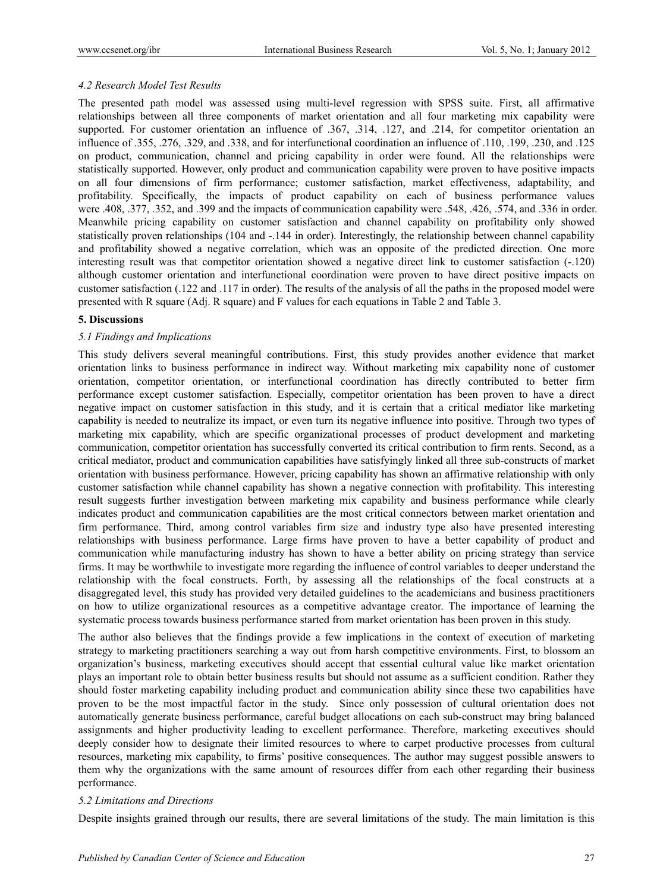### *4.2 Research Model Test Results*

The presented path model was assessed using multi-level regression with SPSS suite. First, all affirmative relationships between all three components of market orientation and all four marketing mix capability were supported. For customer orientation an influence of .367, .314, .127, and .214, for competitor orientation an influence of .355, .276, .329, and .338, and for interfunctional coordination an influence of .110, .199, .230, and .125 on product, communication, channel and pricing capability in order were found. All the relationships were statistically supported. However, only product and communication capability were proven to have positive impacts on all four dimensions of firm performance; customer satisfaction, market effectiveness, adaptability, and profitability. Specifically, the impacts of product capability on each of business performance values were .408, .377, .352, and .399 and the impacts of communication capability were .548, .426, .574, and .336 in order. Meanwhile pricing capability on customer satisfaction and channel capability on profitability only showed statistically proven relationships (104 and -.144 in order). Interestingly, the relationship between channel capability and profitability showed a negative correlation, which was an opposite of the predicted direction. One more interesting result was that competitor orientation showed a negative direct link to customer satisfaction (-.120) although customer orientation and interfunctional coordination were proven to have direct positive impacts on customer satisfaction (.122 and .117 in order). The results of the analysis of all the paths in the proposed model were presented with R square (Adj. R square) and F values for each equations in Table 2 and Table 3.

## 5. Discussions

### *5.1 Findings and Implications*

This study delivers several meaningful contributions. First, this study provides another evidence that market orientation links to business performance in indirect way. Without marketing mix capability none of customer orientation, competitor orientation, or interfunctional coordination has directly contributed to better firm performance except customer satisfaction. Especially, competitor orientation has been proven to have a direct negative impact on customer satisfaction in this study, and it is certain that a critical mediator like marketing capability is needed to neutralize its impact, or even turn its negative influence into positive. Through two types of marketing mix capability, which are specific organizational processes of product development and marketing communication, competitor orientation has successfully converted its critical contribution to firm rents. Second, as a critical mediator, product and communication capabilities have satisfyingly linked all three sub-constructs of market orientation with business performance. However, pricing capability has shown an affirmative relationship with only customer satisfaction while channel capability has shown a negative connection with profitability. This interesting result suggests further investigation between marketing mix capability and business performance while clearly indicates product and communication capabilities are the most critical connectors between market orientation and firm performance. Third, among control variables firm size and industry type also have presented interesting relationships with business performance. Large firms have proven to have a better capability of product and communication while manufacturing industry has shown to have a better ability on pricing strategy than service firms. It may be worthwhile to investigate more regarding the influence of control variables to deeper understand the relationship with the focal constructs. Forth, by assessing all the relationships of the focal constructs at a disaggregated level, this study has provided very detailed guidelines to the academicians and business practitioners on how to utilize organizational resources as a competitive advantage creator. The importance of learning the systematic process towards business performance started from market orientation has been proven in this study.

The author also believes that the findings provide a few implications in the context of execution of marketing strategy to marketing practitioners searching a way out from harsh competitive environments. First, to blossom an organization's business, marketing executives should accept that essential cultural value like market orientation plays an important role to obtain better business results but should not assume as a sufficient condition. Rather they should foster marketing capability including product and communication ability since these two capabilities have proven to be the most impactful factor in the study. Since only possession of cultural orientation does not automatically generate business performance, careful budget allocations on each sub-construct may bring balanced assignments and higher productivity leading to excellent performance. Therefore, marketing executives should deeply consider how to designate their limited resources to where to carpet productive processes from cultural resources, marketing mix capability, to firms' positive consequences. The author may suggest possible answers to them why the organizations with the same amount of resources differ from each other regarding their business performance.

### *5.2 Limitations and Directions*

Despite insights grained through our results, there are several limitations of the study. The main limitation is this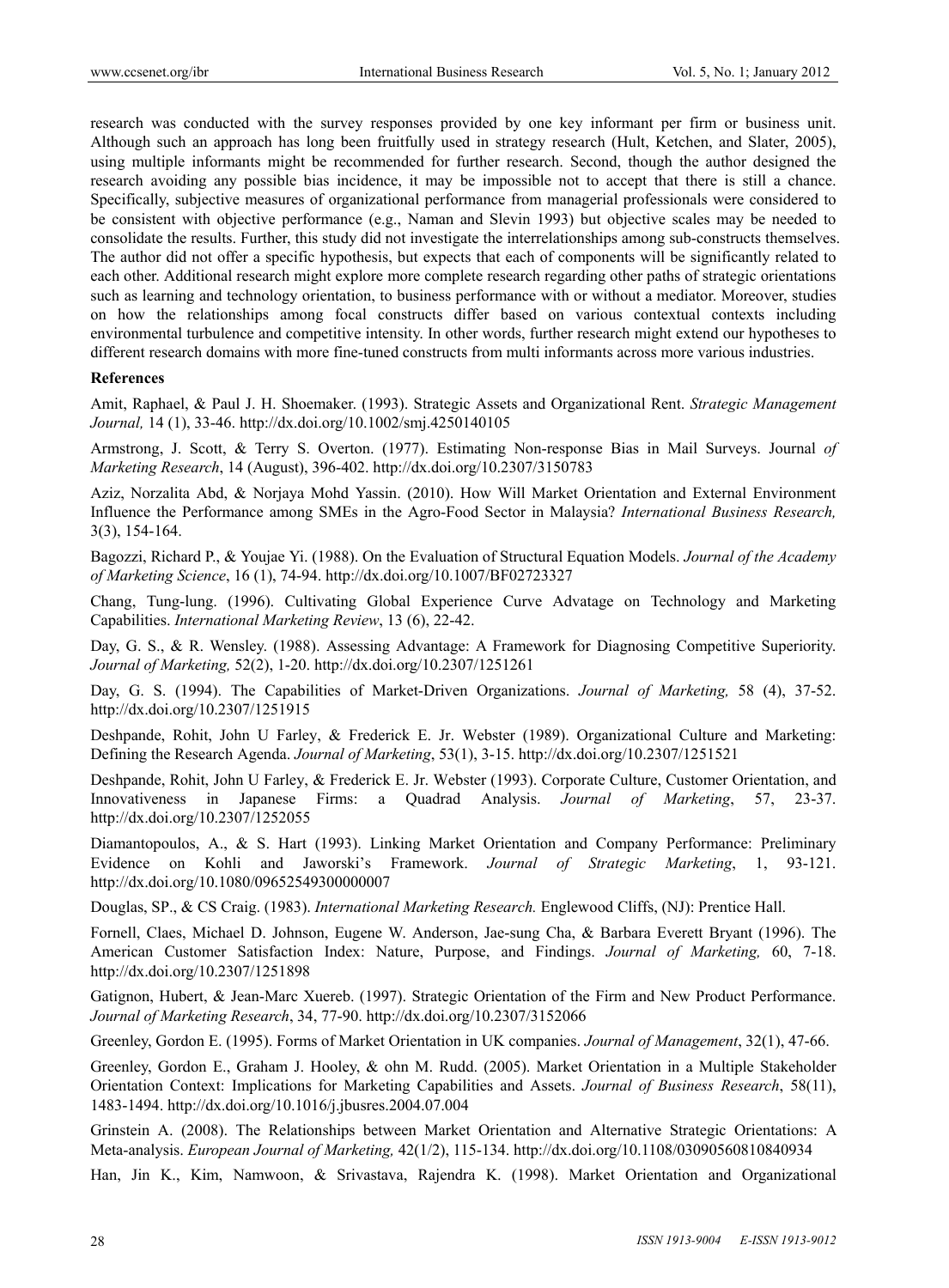research was conducted with the survey responses provided by one key informant per firm or business unit. Although such an approach has long been fruitfully used in strategy research (Hult, Ketchen, and Slater, 2005), using multiple informants might be recommended for further research. Second, though the author designed the research avoiding any possible bias incidence, it may be impossible not to accept that there is still a chance. Specifically, subjective measures of organizational performance from managerial professionals were considered to be consistent with objective performance (e.g., Naman and Slevin 1993) but objective scales may be needed to consolidate the results. Further, this study did not investigate the interrelationships among sub-constructs themselves. The author did not offer a specific hypothesis, but expects that each of components will be significantly related to each other. Additional research might explore more complete research regarding other paths of strategic orientations such as learning and technology orientation, to business performance with or without a mediator. Moreover, studies on how the relationships among focal constructs differ based on various contextual contexts including environmental turbulence and competitive intensity. In other words, further research might extend our hypotheses to different research domains with more fine-tuned constructs from multi informants across more various industries.

**References**

Amit, Raphael, & Paul J. H. Shoemaker. (1993). Strategic Assets and Organizational Rent. *Strategic Management Journal,* 14 (1), 33-46. http://dx.doi.org/10.1002/smj.4250140105

Armstrong, J. Scott, & Terry S. Overton. (1977). Estimating Non-response Bias in Mail Surveys. Journal *of Marketing Research*, 14 (August), 396-402. http://dx.doi.org/10.2307/3150783

Aziz, Norzalita Abd, & Norjaya Mohd Yassin. (2010). How Will Market Orientation and External Environment Influence the Performance among SMEs in the Agro-Food Sector in Malaysia? *International Business Research,* 3(3), 154-164.

Bagozzi, Richard P., & Youjae Yi. (1988). On the Evaluation of Structural Equation Models. *Journal of the Academy of Marketing Science*, 16 (1), 74-94. http://dx.doi.org/10.1007/BF02723327

Chang, Tung-lung. (1996). Cultivating Global Experience Curve Advatage on Technology and Marketing Capabilities. *International Marketing Review*, 13 (6), 22-42.

Day, G. S., & R. Wensley. (1988). Assessing Advantage: A Framework for Diagnosing Competitive Superiority. *Journal of Marketing,* 52(2), 1-20. http://dx.doi.org/10.2307/1251261

Day, G. S. (1994). The Capabilities of Market-Driven Organizations. *Journal of Marketing,* 58 (4), 37-52. http://dx.doi.org/10.2307/1251915

Deshpande, Rohit, John U Farley, & Frederick E. Jr. Webster (1989). Organizational Culture and Marketing: Defining the Research Agenda. *Journal of Marketing*, 53(1), 3-15. http://dx.doi.org/10.2307/1251521

Deshpande, Rohit, John U Farley, & Frederick E. Jr. Webster (1993). Corporate Culture, Customer Orientation, and Innovativeness in Japanese Firms: a Quadrad Analysis. *Journal of Marketing*, 57, 23-37. http://dx.doi.org/10.2307/1252055

Diamantopoulos, A., & S. Hart (1993). Linking Market Orientation and Company Performance: Preliminary Evidence on Kohli and Jaworski's Framework. *Journal of Strategic Marketing*, 1, 93-121. http://dx.doi.org/10.1080/09652549300000007

Douglas, SP., & CS Craig. (1983). *International Marketing Research.* Englewood Cliffs, (NJ): Prentice Hall.

Fornell, Claes, Michael D. Johnson, Eugene W. Anderson, Jae-sung Cha, & Barbara Everett Bryant (1996). The American Customer Satisfaction Index: Nature, Purpose, and Findings. *Journal of Marketing,* 60, 7-18. http://dx.doi.org/10.2307/1251898

Gatignon, Hubert, & Jean-Marc Xuereb. (1997). Strategic Orientation of the Firm and New Product Performance. *Journal of Marketing Research*, 34, 77-90. http://dx.doi.org/10.2307/3152066

Greenley, Gordon E. (1995). Forms of Market Orientation in UK companies. *Journal of Management*, 32(1), 47-66.

Greenley, Gordon E., Graham J. Hooley, & ohn M. Rudd. (2005). Market Orientation in a Multiple Stakeholder Orientation Context: Implications for Marketing Capabilities and Assets. *Journal of Business Research*, 58(11), 1483-1494. http://dx.doi.org/10.1016/j.jbusres.2004.07.004

Grinstein A. (2008). The Relationships between Market Orientation and Alternative Strategic Orientations: A Meta-analysis. *European Journal of Marketing,* 42(1/2), 115-134. http://dx.doi.org/10.1108/03090560810840934

Han, Jin K., Kim, Namwoon, & Srivastava, Rajendra K. (1998). Market Orientation and Organizational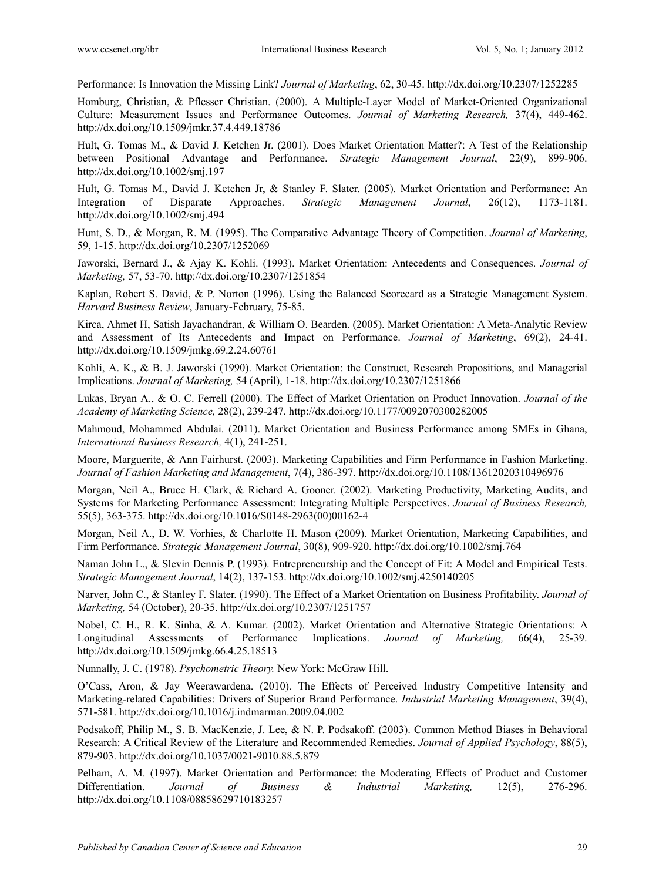Performance: Is Innovation the Missing Link? *Journal of Marketing*, 62, 30-45. http://dx.doi.org/10.2307/1252285

Homburg, Christian, & Pflesser Christian. (2000). A Multiple-Layer Model of Market-Oriented Organizational Culture: Measurement Issues and Performance Outcomes. *Journal of Marketing Research,* 37(4), 449-462. http://dx.doi.org/10.1509/jmkr.37.4.449.18786

Hult, G. Tomas M., & David J. Ketchen Jr. (2001). Does Market Orientation Matter?: A Test of the Relationship between Positional Advantage and Performance. *Strategic Management Journal*, 22(9), 899-906. http://dx.doi.org/10.1002/smj.197

Hult, G. Tomas M., David J. Ketchen Jr, & Stanley F. Slater. (2005). Market Orientation and Performance: An Integration of Disparate Approaches. *Strategic Management Journal*, 26(12), 1173-1181. http://dx.doi.org/10.1002/smj.494

Hunt, S. D., & Morgan, R. M. (1995). The Comparative Advantage Theory of Competition. *Journal of Marketing*, 59, 1-15. http://dx.doi.org/10.2307/1252069

Jaworski, Bernard J., & Ajay K. Kohli. (1993). Market Orientation: Antecedents and Consequences. *Journal of Marketing,* 57, 53-70. http://dx.doi.org/10.2307/1251854

Kaplan, Robert S. David, & P. Norton (1996). Using the Balanced Scorecard as a Strategic Management System. *Harvard Business Review*, January-February, 75-85.

Kirca, Ahmet H, Satish Jayachandran, & William O. Bearden. (2005). Market Orientation: A Meta-Analytic Review and Assessment of Its Antecedents and Impact on Performance. *Journal of Marketing*, 69(2), 24-41. http://dx.doi.org/10.1509/jmkg.69.2.24.60761

Kohli, A. K., & B. J. Jaworski (1990). Market Orientation: the Construct, Research Propositions, and Managerial Implications. *Journal of Marketing,* 54 (April), 1-18. http://dx.doi.org/10.2307/1251866

Lukas, Bryan A., & O. C. Ferrell (2000). The Effect of Market Orientation on Product Innovation. *Journal of the Academy of Marketing Science,* 28(2), 239-247. http://dx.doi.org/10.1177/0092070300282005

Mahmoud, Mohammed Abdulai. (2011). Market Orientation and Business Performance among SMEs in Ghana, *International Business Research,* 4(1), 241-251.

Moore, Marguerite, & Ann Fairhurst. (2003). Marketing Capabilities and Firm Performance in Fashion Marketing. *Journal of Fashion Marketing and Management*, 7(4), 386-397. http://dx.doi.org/10.1108/13612020310496976

Morgan, Neil A., Bruce H. Clark, & Richard A. Gooner. (2002). Marketing Productivity, Marketing Audits, and Systems for Marketing Performance Assessment: Integrating Multiple Perspectives. *Journal of Business Research,* 55(5), 363-375. http://dx.doi.org/10.1016/S0148-2963(00)00162-4

Morgan, Neil A., D. W. Vorhies, & Charlotte H. Mason (2009). Market Orientation, Marketing Capabilities, and Firm Performance. *Strategic Management Journal*, 30(8), 909-920. http://dx.doi.org/10.1002/smj.764

Naman John L., & Slevin Dennis P. (1993). Entrepreneurship and the Concept of Fit: A Model and Empirical Tests. *Strategic Management Journal*, 14(2), 137-153. http://dx.doi.org/10.1002/smj.4250140205

Narver, John C., & Stanley F. Slater. (1990). The Effect of a Market Orientation on Business Profitability. *Journal of Marketing,* 54 (October), 20-35. http://dx.doi.org/10.2307/1251757

Nobel, C. H., R. K. Sinha, & A. Kumar. (2002). Market Orientation and Alternative Strategic Orientations: A Longitudinal Assessments of Performance Implications. *Journal of Marketing,* 66(4), 25-39. http://dx.doi.org/10.1509/jmkg.66.4.25.18513

Nunnally, J. C. (1978). *Psychometric Theory.* New York: McGraw Hill.

O'Cass, Aron, & Jay Weerawardena. (2010). The Effects of Perceived Industry Competitive Intensity and Marketing-related Capabilities: Drivers of Superior Brand Performance. *Industrial Marketing Management*, 39(4), 571-581. http://dx.doi.org/10.1016/j.indmarman.2009.04.002

Podsakoff, Philip M., S. B. MacKenzie, J. Lee, & N. P. Podsakoff. (2003). Common Method Biases in Behavioral Research: A Critical Review of the Literature and Recommended Remedies. *Journal of Applied Psychology*, 88(5), 879-903. http://dx.doi.org/10.1037/0021-9010.88.5.879

Pelham, A. M. (1997). Market Orientation and Performance: the Moderating Effects of Product and Customer Differentiation. *Journal of Business & Industrial Marketing,* 12(5), 276-296. http://dx.doi.org/10.1108/08858629710183257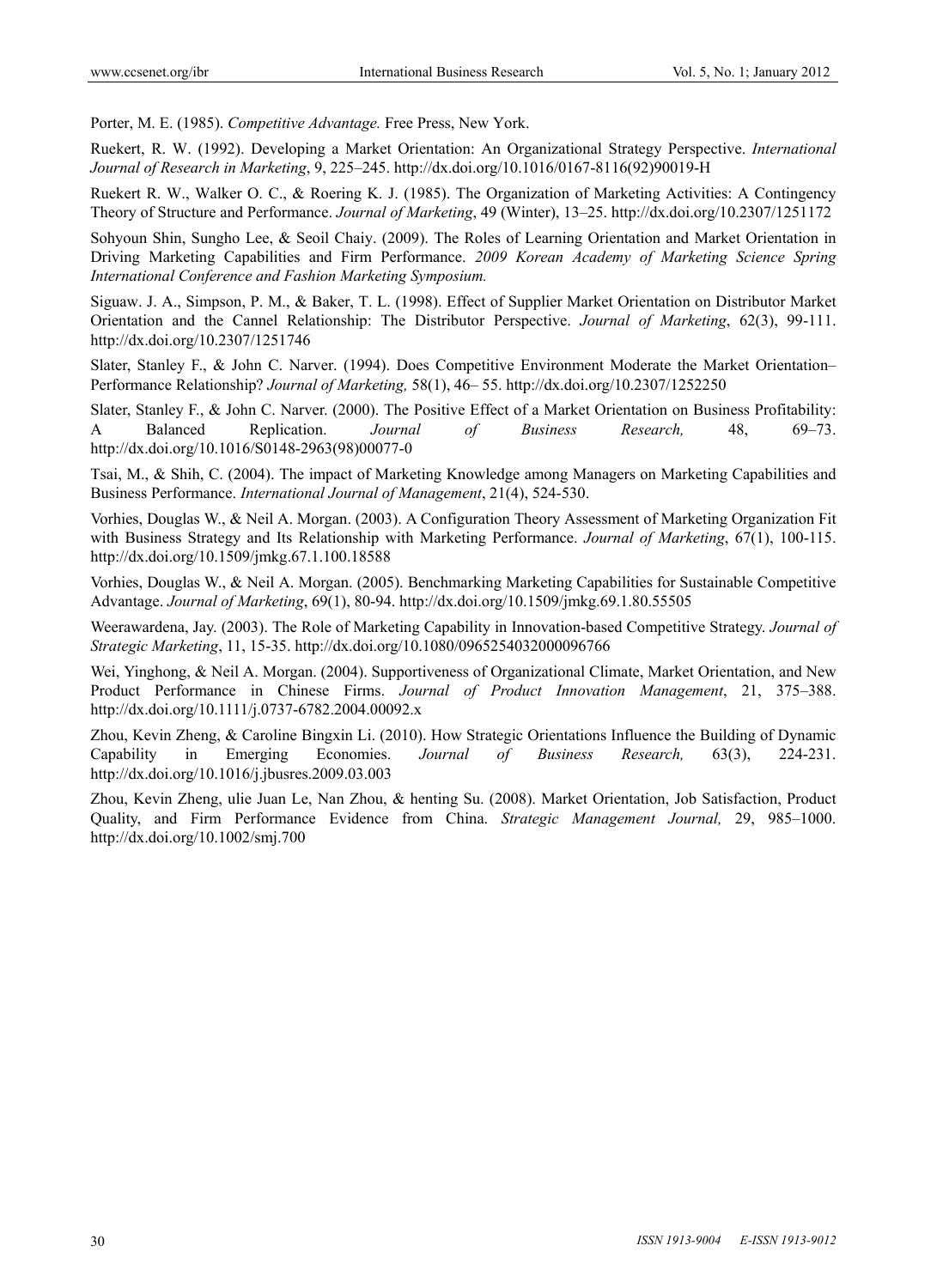Porter, M. E. (1985). *Competitive Advantage.* Free Press, New York.

Ruekert, R. W. (1992). Developing a Market Orientation: An Organizational Strategy Perspective. *International Journal of Research in Marketing*, 9, 225–245. http://dx.doi.org/10.1016/0167-8116(92)90019-H

Ruekert R. W., Walker O. C., & Roering K. J. (1985). The Organization of Marketing Activities: A Contingency Theory of Structure and Performance. *Journal of Marketing*, 49 (Winter), 13–25. http://dx.doi.org/10.2307/1251172

Sohyoun Shin, Sungho Lee, & Seoil Chaiy. (2009). The Roles of Learning Orientation and Market Orientation in Driving Marketing Capabilities and Firm Performance. *2009 Korean Academy of Marketing Science Spring International Conference and Fashion Marketing Symposium.*

Siguaw. J. A., Simpson, P. M., & Baker, T. L. (1998). Effect of Supplier Market Orientation on Distributor Market Orientation and the Cannel Relationship: The Distributor Perspective. *Journal of Marketing*, 62(3), 99-111. http://dx.doi.org/10.2307/1251746

Slater, Stanley F., & John C. Narver. (1994). Does Competitive Environment Moderate the Market Orientation–Performance Relationship? *Journal of Marketing,* 58(1), 46– 55. http://dx.doi.org/10.2307/1252250

Slater, Stanley F., & John C. Narver. (2000). The Positive Effect of a Market Orientation on Business Profitability: A Balanced Replication. *Journal of Business Research,* 48, 69–73. http://dx.doi.org/10.1016/S0148-2963(98)00077-0

Tsai, M., & Shih, C. (2004). The impact of Marketing Knowledge among Managers on Marketing Capabilities and Business Performance. *International Journal of Management*, 21(4), 524-530.

Vorhies, Douglas W., & Neil A. Morgan. (2003). A Configuration Theory Assessment of Marketing Organization Fit with Business Strategy and Its Relationship with Marketing Performance. *Journal of Marketing*, 67(1), 100-115. http://dx.doi.org/10.1509/jmkg.67.1.100.18588

Vorhies, Douglas W., & Neil A. Morgan. (2005). Benchmarking Marketing Capabilities for Sustainable Competitive Advantage. *Journal of Marketing*, 69(1), 80-94. http://dx.doi.org/10.1509/jmkg.69.1.80.55505

Weerawardena, Jay. (2003). The Role of Marketing Capability in Innovation-based Competitive Strategy. *Journal of Strategic Marketing*, 11, 15-35. http://dx.doi.org/10.1080/0965254032000096766

Wei, Yinghong, & Neil A. Morgan. (2004). Supportiveness of Organizational Climate, Market Orientation, and New Product Performance in Chinese Firms. *Journal of Product Innovation Management*, 21, 375–388. http://dx.doi.org/10.1111/j.0737-6782.2004.00092.x

Zhou, Kevin Zheng, & Caroline Bingxin Li. (2010). How Strategic Orientations Influence the Building of Dynamic Capability in Emerging Economies. *Journal of Business Research,* 63(3), 224-231. http://dx.doi.org/10.1016/j.jbusres.2009.03.003

Zhou, Kevin Zheng, ulie Juan Le, Nan Zhou, & henting Su. (2008). Market Orientation, Job Satisfaction, Product Quality, and Firm Performance Evidence from China. *Strategic Management Journal,* 29, 985–1000. http://dx.doi.org/10.1002/smj.700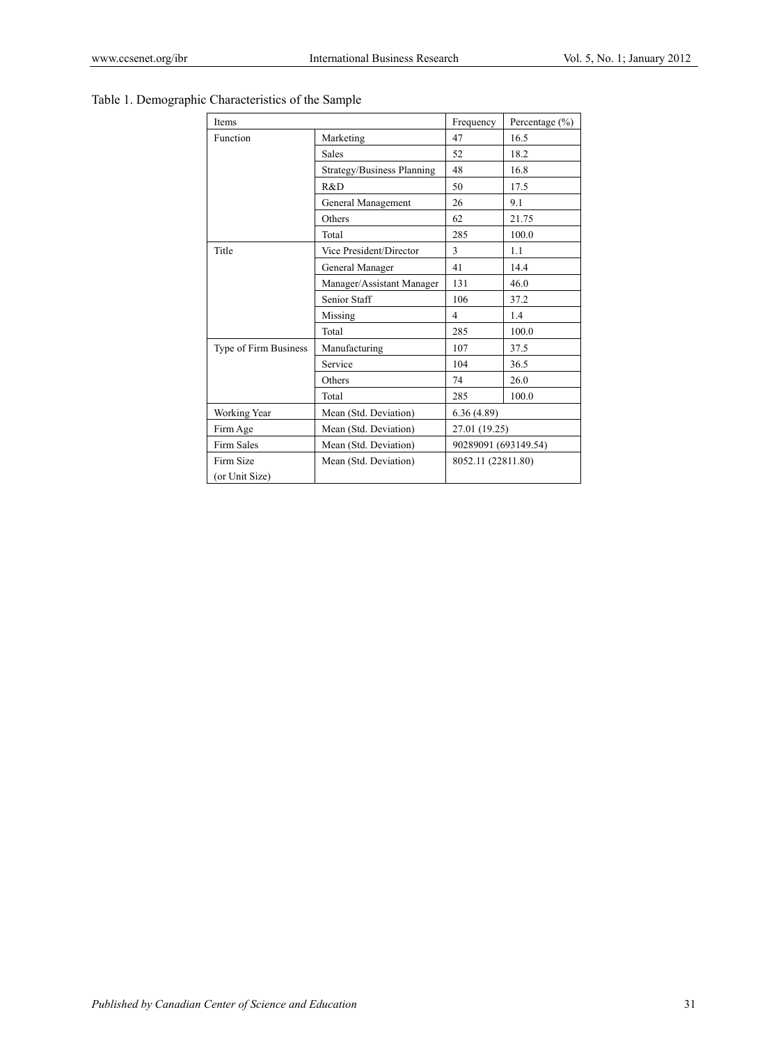Table 1. Demographic Characteristics of the Sample

| Items | | Frequency | Percentage (%) |
|---|---|---|---|
| Function | Marketing | 47 | 16.5 |
| | Sales | 52 | 18.2 |
| | Strategy/Business Planning | 48 | 16.8 |
| | R&D | 50 | 17.5 |
| | General Management | 26 | 9.1 |
| | Others | 62 | 21.75 |
| | Total | 285 | 100.0 |
| Title | Vice President/Director | 3 | 1.1 |
| | General Manager | 41 | 14.4 |
| | Manager/Assistant Manager | 131 | 46.0 |
| | Senior Staff | 106 | 37.2 |
| | Missing | 4 | 1.4 |
| | Total | 285 | 100.0 |
| Type of Firm Business | Manufacturing | 107 | 37.5 |
| | Service | 104 | 36.5 |
| | Others | 74 | 26.0 |
| | Total | 285 | 100.0 |
| Working Year | Mean (Std. Deviation) | 6.36 (4.89) | |
| Firm Age | Mean (Std. Deviation) | 27.01 (19.25) | |
| Firm Sales | Mean (Std. Deviation) | 90289091 (693149.54) | |
| Firm Size (or Unit Size) | Mean (Std. Deviation) | 8052.11 (22811.80) | |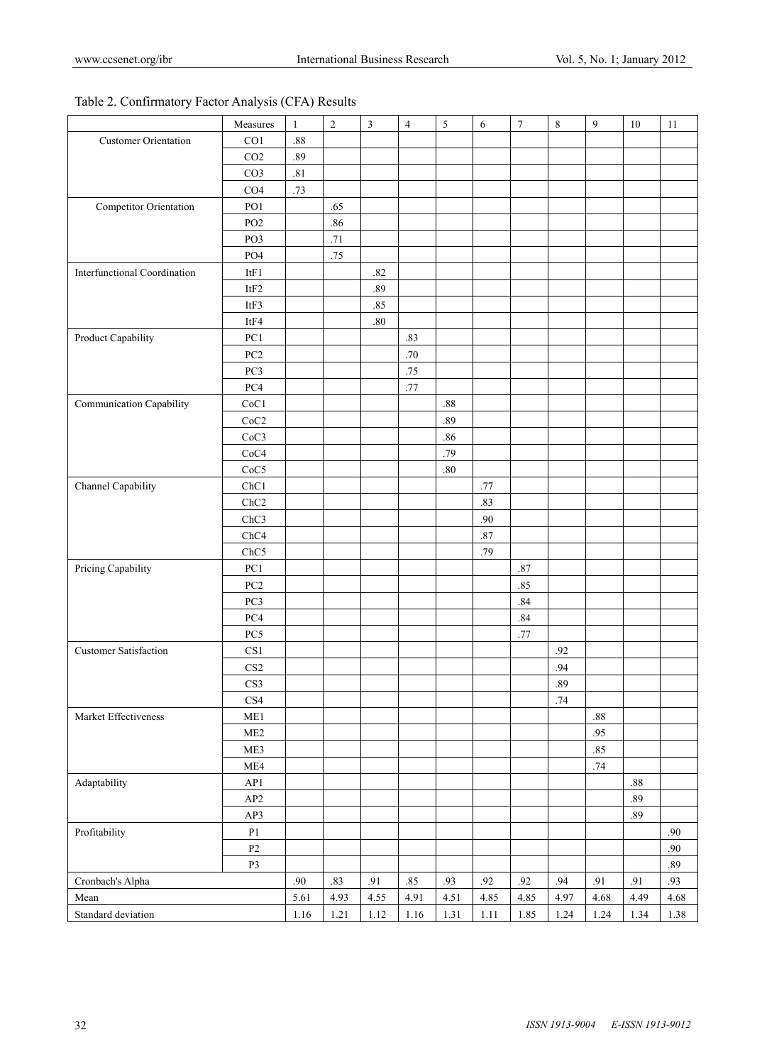Table 2. Confirmatory Factor Analysis (CFA) Results

| | Measures | 1 | 2 | 3 | 4 | 5 | 6 | 7 | 8 | 9 | 10 | 11 |
|---|---|---|---|---|---|---|---|---|---|---|---|---|
| Customer Orientation | CO1 | .88 | | | | | | | | | | |
| | CO2 | .89 | | | | | | | | | | |
| | CO3 | .81 | | | | | | | | | | |
| | CO4 | .73 | | | | | | | | | | |
| Competitor Orientation | PO1 | | .65 | | | | | | | | | |
| | PO2 | | .86 | | | | | | | | | |
| | PO3 | | .71 | | | | | | | | | |
| | PO4 | | .75 | | | | | | | | | |
| Interfunctional Coordination | ItF1 | | | .82 | | | | | | | | |
| | ItF2 | | | .89 | | | | | | | | |
| | ItF3 | | | .85 | | | | | | | | |
| | ItF4 | | | .80 | | | | | | | | |
| Product Capability | PC1 | | | | .83 | | | | | | | |
| | PC2 | | | | .70 | | | | | | | |
| | PC3 | | | | .75 | | | | | | | |
| | PC4 | | | | .77 | | | | | | | |
| Communication Capability | CoC1 | | | | | .88 | | | | | | |
| | CoC2 | | | | | .89 | | | | | | |
| | CoC3 | | | | | .86 | | | | | | |
| | CoC4 | | | | | .79 | | | | | | |
| | CoC5 | | | | | .80 | | | | | | |
| Channel Capability | ChC1 | | | | | | .77 | | | | | |
| | ChC2 | | | | | | .83 | | | | | |
| | ChC3 | | | | | | .90 | | | | | |
| | ChC4 | | | | | | .87 | | | | | |
| | ChC5 | | | | | | .79 | | | | | |
| Pricing Capability | PC1 | | | | | | | .87 | | | | |
| | PC2 | | | | | | | .85 | | | | |
| | PC3 | | | | | | | .84 | | | | |
| | PC4 | | | | | | | .84 | | | | |
| | PC5 | | | | | | | .77 | | | | |
| Customer Satisfaction | CS1 | | | | | | | | .92 | | | |
| | CS2 | | | | | | | | .94 | | | |
| | CS3 | | | | | | | | .89 | | | |
| | CS4 | | | | | | | | .74 | | | |
| Market Effectiveness | ME1 | | | | | | | | | .88 | | |
| | ME2 | | | | | | | | | .95 | | |
| | ME3 | | | | | | | | | .85 | | |
| | ME4 | | | | | | | | | .74 | | |
| Adaptability | AP1 | | | | | | | | | | .88 | |
| | AP2 | | | | | | | | | | .89 | |
| | AP3 | | | | | | | | | | .89 | |
| Profitability | P1 | | | | | | | | | | | .90 |
| | P2 | | | | | | | | | | | .90 |
| | P3 | | | | | | | | | | | .89 |
| Cronbach's Alpha | | .90 | .83 | .91 | .85 | .93 | .92 | .92 | .94 | .91 | .91 | .93 |
| Mean | | 5.61 | 4.93 | 4.55 | 4.91 | 4.51 | 4.85 | 4.85 | 4.97 | 4.68 | 4.49 | 4.68 |
| Standard deviation | | 1.16 | 1.21 | 1.12 | 1.16 | 1.31 | 1.11 | 1.85 | 1.24 | 1.24 | 1.34 | 1.38 |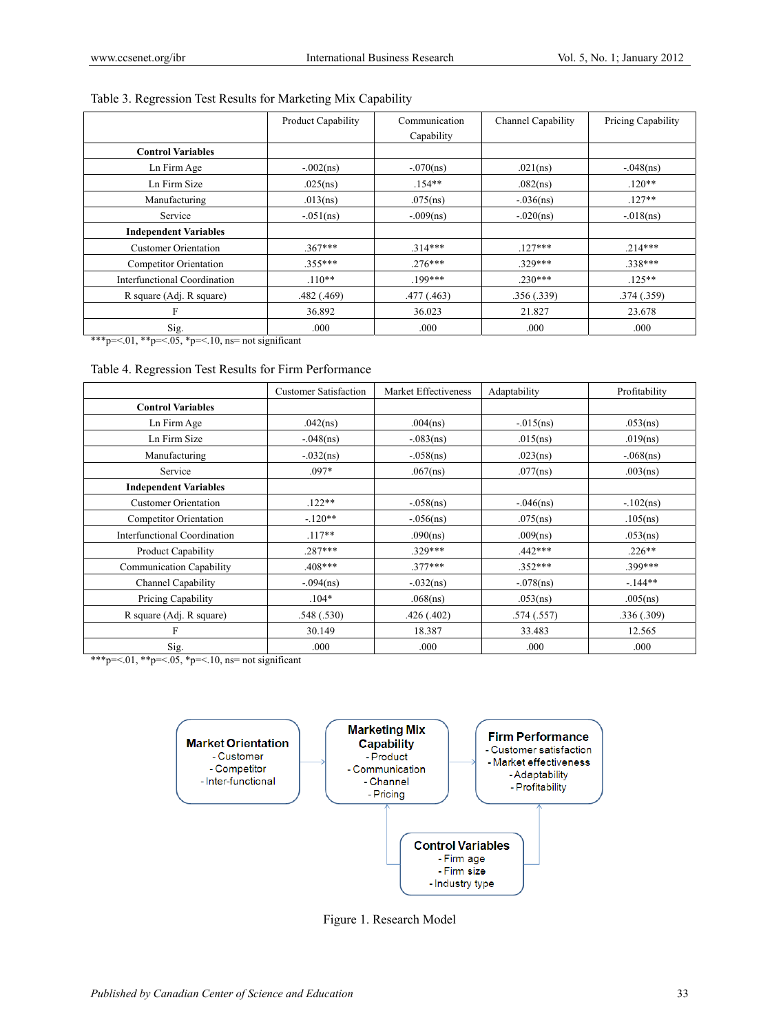Table 3. Regression Test Results for Marketing Mix Capability

| | Product Capability | Communication Capability | Channel Capability | Pricing Capability |
|---|---|---|---|---|
| **Control Variables** | | | | |
| Ln Firm Age | -.002(ns) | -.070(ns) | .021(ns) | -.048(ns) |
| Ln Firm Size | .025(ns) | .154** | .082(ns) | .120** |
| Manufacturing | .013(ns) | .075(ns) | -.036(ns) | .127** |
| Service | -.051(ns) | -.009(ns) | -.020(ns) | -.018(ns) |
| **Independent Variables** | | | | |
| Customer Orientation | .367*** | .314*** | .127*** | .214*** |
| Competitor Orientation | .355*** | .276*** | .329*** | .338*** |
| Interfunctional Coordination | .110** | .199*** | .230*** | .125** |
| R square (Adj. R square) | .482 (.469) | .477 (.463) | .356 (.339) | .374 (.359) |
| F | 36.892 | 36.023 | 21.827 | 23.678 |
| Sig. | .000 | .000 | .000 | .000 |

***p=<.01, **p=<.05, *p=<.10, ns= not significant

Table 4. Regression Test Results for Firm Performance

| | Customer Satisfaction | Market Effectiveness | Adaptability | Profitability |
|---|---|---|---|---|
| **Control Variables** | | | | |
| Ln Firm Age | .042(ns) | .004(ns) | -.015(ns) | .053(ns) |
| Ln Firm Size | -.048(ns) | -.083(ns) | .015(ns) | .019(ns) |
| Manufacturing | -.032(ns) | -.058(ns) | .023(ns) | -.068(ns) |
| Service | .097* | .067(ns) | .077(ns) | .003(ns) |
| **Independent Variables** | | | | |
| Customer Orientation | .122** | -.058(ns) | -.046(ns) | -.102(ns) |
| Competitor Orientation | -.120** | -.056(ns) | .075(ns) | .105(ns) |
| Interfunctional Coordination | .117** | .090(ns) | .009(ns) | .053(ns) |
| Product Capability | .287*** | .329*** | .442*** | .226** |
| Communication Capability | .408*** | .377*** | .352*** | .399*** |
| Channel Capability | -.094(ns) | -.032(ns) | -.078(ns) | -.144** |
| Pricing Capability | .104* | .068(ns) | .053(ns) | .005(ns) |
| R square (Adj. R square) | .548 (.530) | .426 (.402) | .574 (.557) | .336 (.309) |
| F | 30.149 | 18.387 | 33.483 | 12.565 |
| Sig. | .000 | .000 | .000 | .000 |

***p=<.01, **p=<.05, *p=<.10, ns= not significant

**Market Orientation**
- Customer
- Competitor
- Inter-functional

**Marketing Mix Capability**
- Product
- Communication
- Channel
- Pricing

**Firm Performance**
- Customer satisfaction
- Market effectiveness
- Adaptability
- Profitability

**Control Variables**
- Firm age
- Firm size
- Industry type

Figure 1. Research Model